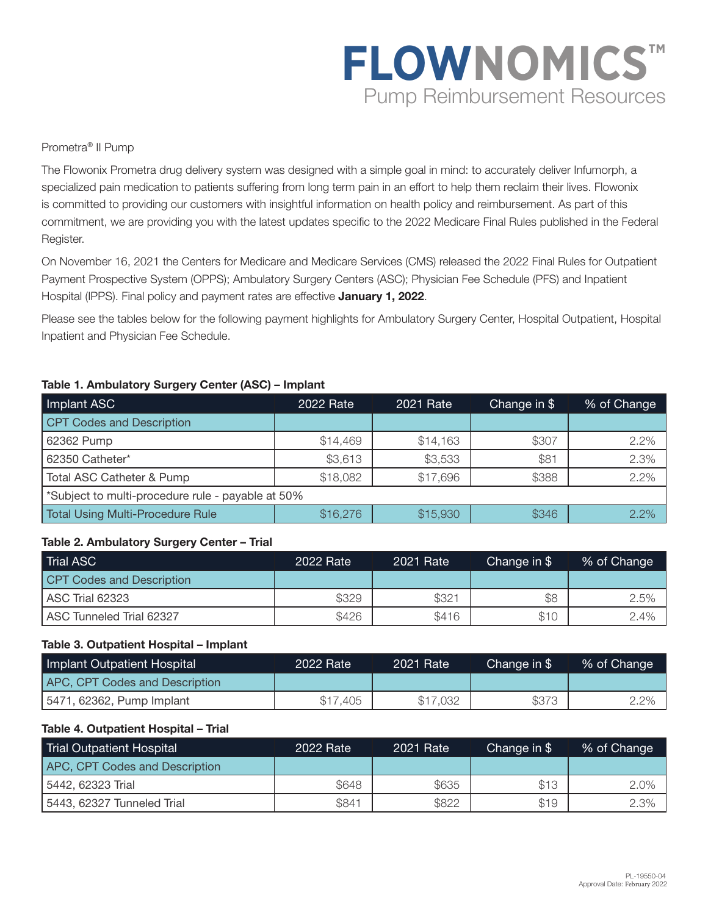# FLOWNOMICS™

Pump Reimbursement Resources

Prometra® II Pump

The Flowonix Prometra drug delivery system was designed with a simple goal in mind: to accurately deliver Infumorph, a specialized pain medication to patients suffering from long term pain in an effort to help them reclaim their lives. Flowonix is committed to providing our customers with insightful information on health policy and reimbursement. As part of this commitment, we are providing you with the latest updates specific to the 2022 Medicare Final Rules published in the Federal Register.

On November 16, 2021 the Centers for Medicare and Medicare Services (CMS) released the 2022 Final Rules for Outpatient Payment Prospective System (OPPS); Ambulatory Surgery Centers (ASC); Physician Fee Schedule (PFS) and Inpatient Hospital (IPPS). Final policy and payment rates are effective **January 1, 2022**.

Please see the tables below for the following payment highlights for Ambulatory Surgery Center, Hospital Outpatient, Hospital Inpatient and Physician Fee Schedule.

**Table 1. Ambulatory Surgery Center (ASC) – Implant**

| Implant ASC | 2022 Rate | 2021 Rate | Change in $ | % of Change |
|---|---|---|---|---|
| CPT Codes and Description | | | | |
| 62362 Pump | $14,469 | $14,163 | $307 | 2.2% |
| 62350 Catheter* | $3,613 | $3,533 | $81 | 2.3% |
| Total ASC Catheter & Pump | $18,082 | $17,696 | $388 | 2.2% |
| *Subject to multi-procedure rule - payable at 50% | | | | |
| Total Using Multi-Procedure Rule | $16,276 | $15,930 | $346 | 2.2% |

**Table 2. Ambulatory Surgery Center – Trial**

| Trial ASC | 2022 Rate | 2021 Rate | Change in $ | % of Change |
|---|---|---|---|---|
| CPT Codes and Description | | | | |
| ASC Trial 62323 | $329 | $321 | $8 | 2.5% |
| ASC Tunneled Trial 62327 | $426 | $416 | $10 | 2.4% |

**Table 3. Outpatient Hospital – Implant**

| Implant Outpatient Hospital | 2022 Rate | 2021 Rate | Change in $ | % of Change |
|---|---|---|---|---|
| APC, CPT Codes and Description | | | | |
| 5471, 62362, Pump Implant | $17,405 | $17,032 | $373 | 2.2% |

**Table 4. Outpatient Hospital – Trial**

| Trial Outpatient Hospital | 2022 Rate | 2021 Rate | Change in $ | % of Change |
|---|---|---|---|---|
| APC, CPT Codes and Description | | | | |
| 5442, 62323 Trial | $648 | $635 | $13 | 2.0% |
| 5443, 62327 Tunneled Trial | $841 | $822 | $19 | 2.3% |

PL-19550-04
Approval Date: February 2022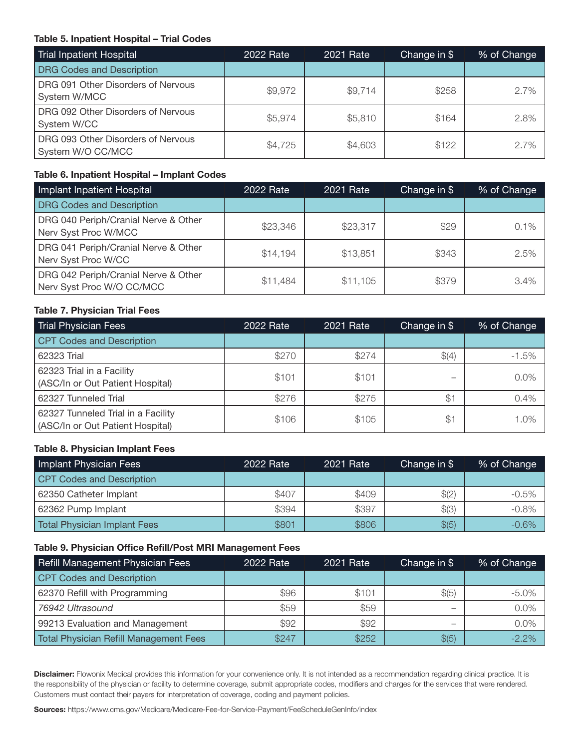**Table 5. Inpatient Hospital – Trial Codes**

| Trial Inpatient Hospital | 2022 Rate | 2021 Rate | Change in $ | % of Change |
|---|---|---|---|---|
| DRG Codes and Description | | | | |
| DRG 091 Other Disorders of Nervous System W/MCC | $9,972 | $9,714 | $258 | 2.7% |
| DRG 092 Other Disorders of Nervous System W/CC | $5,974 | $5,810 | $164 | 2.8% |
| DRG 093 Other Disorders of Nervous System W/O CC/MCC | $4,725 | $4,603 | $122 | 2.7% |

**Table 6. Inpatient Hospital – Implant Codes**

| Implant Inpatient Hospital | 2022 Rate | 2021 Rate | Change in $ | % of Change |
|---|---|---|---|---|
| DRG Codes and Description | | | | |
| DRG 040 Periph/Cranial Nerve & Other Nerv Syst Proc W/MCC | $23,346 | $23,317 | $29 | 0.1% |
| DRG 041 Periph/Cranial Nerve & Other Nerv Syst Proc W/CC | $14,194 | $13,851 | $343 | 2.5% |
| DRG 042 Periph/Cranial Nerve & Other Nerv Syst Proc W/O CC/MCC | $11,484 | $11,105 | $379 | 3.4% |

**Table 7. Physician Trial Fees**

| Trial Physician Fees | 2022 Rate | 2021 Rate | Change in $ | % of Change |
|---|---|---|---|---|
| CPT Codes and Description | | | | |
| 62323 Trial | $270 | $274 | $(4) | -1.5% |
| 62323 Trial in a Facility (ASC/In or Out Patient Hospital) | $101 | $101 | – | 0.0% |
| 62327 Tunneled Trial | $276 | $275 | $1 | 0.4% |
| 62327 Tunneled Trial in a Facility (ASC/In or Out Patient Hospital) | $106 | $105 | $1 | 1.0% |

**Table 8. Physician Implant Fees**

| Implant Physician Fees | 2022 Rate | 2021 Rate | Change in $ | % of Change |
|---|---|---|---|---|
| CPT Codes and Description | | | | |
| 62350 Catheter Implant | $407 | $409 | $(2) | -0.5% |
| 62362 Pump Implant | $394 | $397 | $(3) | -0.8% |
| Total Physician Implant Fees | $801 | $806 | $(5) | -0.6% |

**Table 9. Physician Office Refill/Post MRI Management Fees**

| Refill Management Physician Fees | 2022 Rate | 2021 Rate | Change in $ | % of Change |
|---|---|---|---|---|
| CPT Codes and Description | | | | |
| 62370 Refill with Programming | $96 | $101 | $(5) | -5.0% |
| *76942 Ultrasound* | $59 | $59 | – | 0.0% |
| 99213 Evaluation and Management | $92 | $92 | – | 0.0% |
| Total Physician Refill Management Fees | $247 | $252 | $(5) | -2.2% |

**Disclaimer:** Flowonix Medical provides this information for your convenience only. It is not intended as a recommendation regarding clinical practice. It is the responsibility of the physician or facility to determine coverage, submit appropriate codes, modifiers and charges for the services that were rendered. Customers must contact their payers for interpretation of coverage, coding and payment policies.

**Sources:** https://www.cms.gov/Medicare/Medicare-Fee-for-Service-Payment/FeeScheduleGenInfo/index